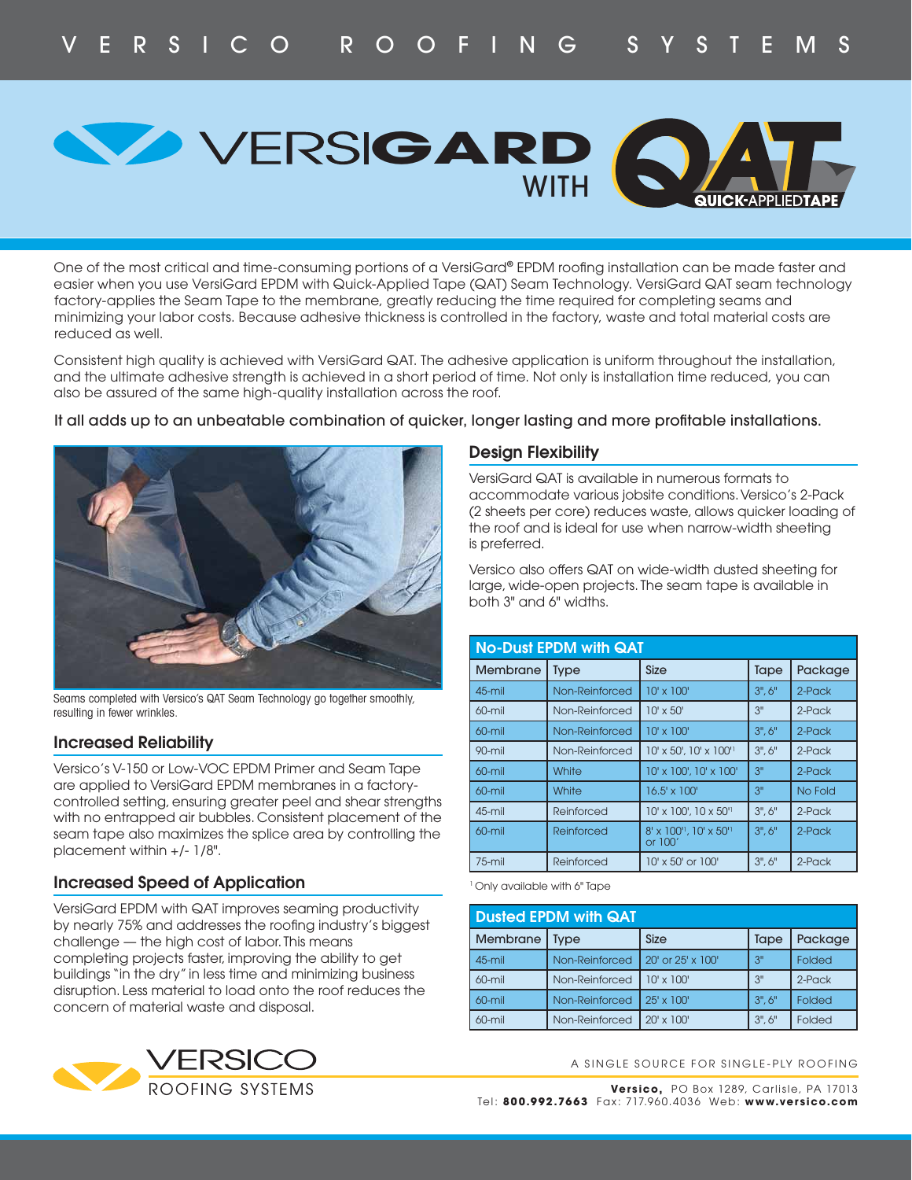VERSICO ROOFING SYSTEMS

# VERSIGARD WITH QAT QUICK-APPLIED TAPE

One of the most critical and time-consuming portions of a VersiGard® EPDM roofing installation can be made faster and easier when you use VersiGard EPDM with Quick-Applied Tape (QAT) Seam Technology. VersiGard QAT seam technology factory-applies the Seam Tape to the membrane, greatly reducing the time required for completing seams and minimizing your labor costs. Because adhesive thickness is controlled in the factory, waste and total material costs are reduced as well.

Consistent high quality is achieved with VersiGard QAT. The adhesive application is uniform throughout the installation, and the ultimate adhesive strength is achieved in a short period of time. Not only is installation time reduced, you can also be assured of the same high-quality installation across the roof.

It all adds up to an unbeatable combination of quicker, longer lasting and more profitable installations.

Seams completed with Versico's QAT Seam Technology go together smoothly, resulting in fewer wrinkles.

## Increased Reliability

Versico's V-150 or Low-VOC EPDM Primer and Seam Tape are applied to VersiGard EPDM membranes in a factory-controlled setting, ensuring greater peel and shear strengths with no entrapped air bubbles. Consistent placement of the seam tape also maximizes the splice area by controlling the placement within +/- 1/8".

## Increased Speed of Application

VersiGard EPDM with QAT improves seaming productivity by nearly 75% and addresses the roofing industry's biggest challenge — the high cost of labor. This means completing projects faster, improving the ability to get buildings "in the dry" in less time and minimizing business disruption. Less material to load onto the roof reduces the concern of material waste and disposal.

## Design Flexibility

VersiGard QAT is available in numerous formats to accommodate various jobsite conditions. Versico's 2-Pack (2 sheets per core) reduces waste, allows quicker loading of the roof and is ideal for use when narrow-width sheeting is preferred.

Versico also offers QAT on wide-width dusted sheeting for large, wide-open projects. The seam tape is available in both 3" and 6" widths.

**No-Dust EPDM with QAT**

| Membrane | Type | Size | Tape | Package |
|---|---|---|---|---|
| 45-mil | Non-Reinforced | 10' x 100' | 3", 6" | 2-Pack |
| 60-mil | Non-Reinforced | 10' x 50' | 3" | 2-Pack |
| 60-mil | Non-Reinforced | 10' x 100' | 3", 6" | 2-Pack |
| 90-mil | Non-Reinforced | 10' x 50', 10' x 100'[1] | 3", 6" | 2-Pack |
| 60-mil | White | 10' x 100', 10' x 100' | 3" | 2-Pack |
| 60-mil | White | 16.5' x 100' | 3" | No Fold |
| 45-mil | Reinforced | 10' x 100', 10 x 50'[1] | 3", 6" | 2-Pack |
| 60-mil | Reinforced | 8' x 100'[1], 10' x 50'[1] or 100' | 3", 6" | 2-Pack |
| 75-mil | Reinforced | 10' x 50' or 100' | 3", 6" | 2-Pack |

[1] Only available with 6" Tape

**Dusted EPDM with QAT**

| Membrane | Type | Size | Tape | Package |
|---|---|---|---|---|
| 45-mil | Non-Reinforced | 20' or 25' x 100' | 3" | Folded |
| 60-mil | Non-Reinforced | 10' x 100' | 3" | 2-Pack |
| 60-mil | Non-Reinforced | 25' x 100' | 3", 6" | Folded |
| 60-mil | Non-Reinforced | 20' x 100' | 3", 6" | Folded |

VERSICO ROOFING SYSTEMS

A SINGLE SOURCE FOR SINGLE-PLY ROOFING

**Versico,** PO Box 1289, Carlisle, PA 17013
Tel: **800.992.7663** Fax: 717.960.4036 Web: **www.versico.com**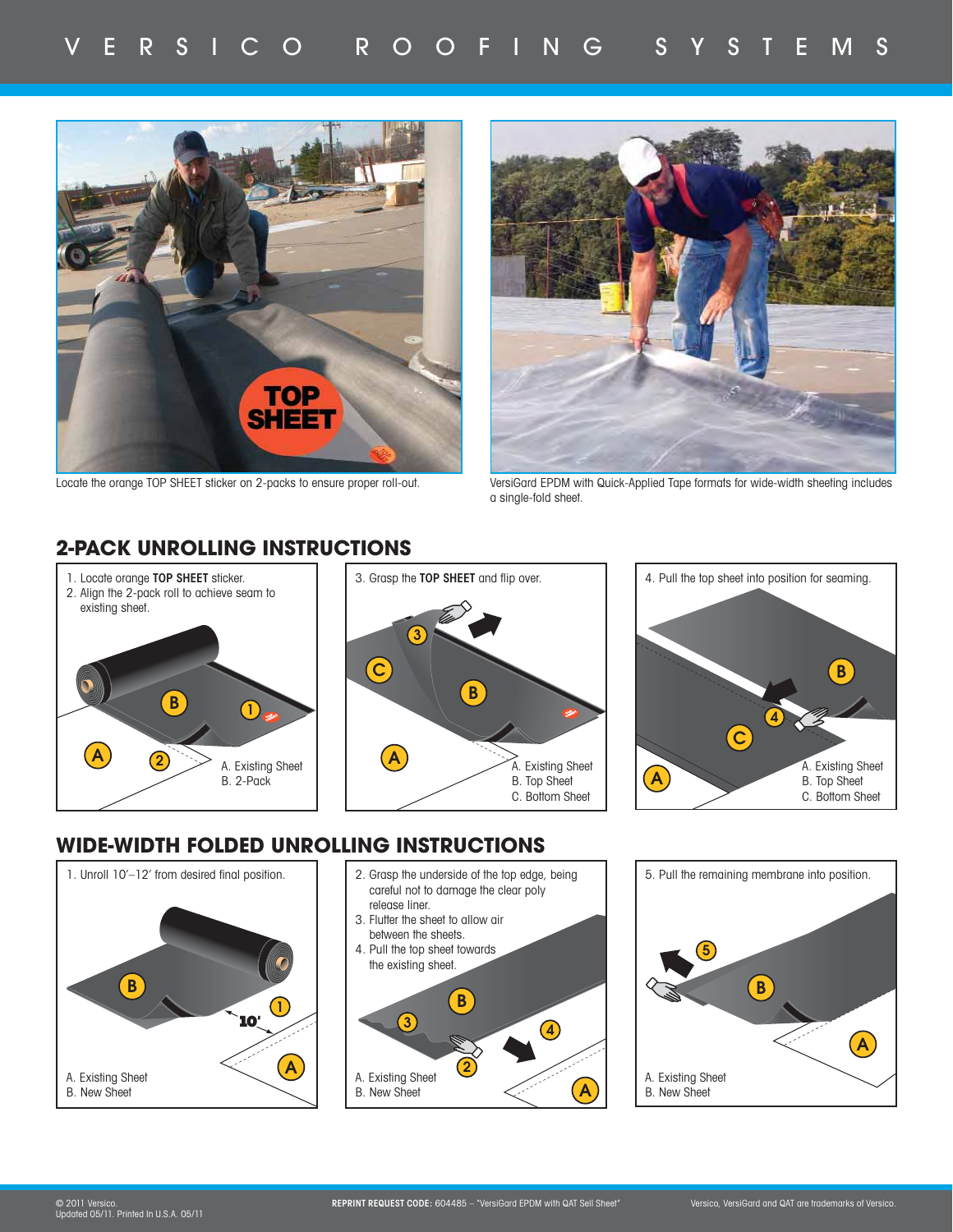Locate the orange TOP SHEET sticker on 2-packs to ensure proper roll-out.

VersiGard EPDM with Quick-Applied Tape formats for wide-width sheeting includes a single-fold sheet.

## 2-PACK UNROLLING INSTRUCTIONS

1. Locate orange **TOP SHEET** sticker.
2. Align the 2-pack roll to achieve seam to existing sheet.

A. Existing Sheet
B. 2-Pack

3. Grasp the **TOP SHEET** and flip over.

A. Existing Sheet
B. Top Sheet
C. Bottom Sheet

4. Pull the top sheet into position for seaming.

A. Existing Sheet
B. Top Sheet
C. Bottom Sheet

## WIDE-WIDTH FOLDED UNROLLING INSTRUCTIONS

1. Unroll 10'–12' from desired final position.

A. Existing Sheet
B. New Sheet

2. Grasp the underside of the top edge, being careful not to damage the clear poly release liner.
3. Flutter the sheet to allow air between the sheets.
4. Pull the top sheet towards the existing sheet.

A. Existing Sheet
B. New Sheet

5. Pull the remaining membrane into position.

A. Existing Sheet
B. New Sheet

© 2011 Versico.
Updated 05/11. Printed In U.S.A. 05/11

**REPRINT REQUEST CODE:** 604485 – "VersiGard EPDM with QAT Sell Sheet"

Versico, VersiGard and QAT are trademarks of Versico.